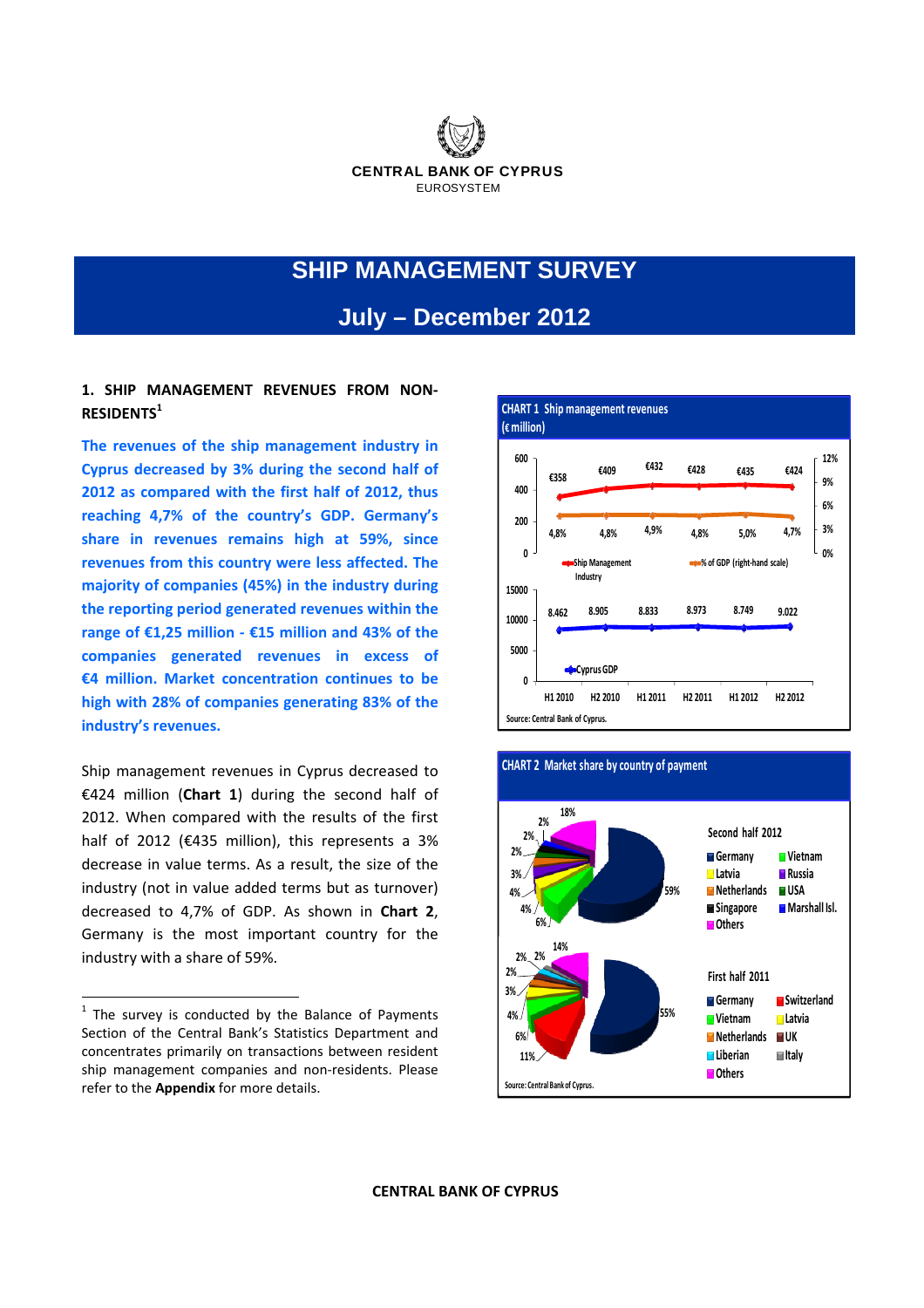CENTRAL BANK OF CYPRUS

EUROSYSTEM

# SHIP MANAGEMENT SURVEY

## July – December 2012

### 1. SHIP MANAGEMENT REVENUES FROM NON-RESIDENTS[1]

**The revenues of the ship management industry in Cyprus decreased by 3% during the second half of 2012 as compared with the first half of 2012, thus reaching 4,7% of the country's GDP. Germany's share in revenues remains high at 59%, since revenues from this country were less affected. The majority of companies (45%) in the industry during the reporting period generated revenues within the range of €1,25 million - €15 million and 43% of the companies generated revenues in excess of €4 million. Market concentration continues to be high with 28% of companies generating 83% of the industry's revenues.**

Ship management revenues in Cyprus decreased to €424 million (**Chart 1**) during the second half of 2012. When compared with the results of the first half of 2012 (€435 million), this represents a 3% decrease in value terms. As a result, the size of the industry (not in value added terms but as turnover) decreased to 4,7% of GDP. As shown in **Chart 2**, Germany is the most important country for the industry with a share of 59%.

**CHART 1 Ship management revenues (€ million)**

| | H1 2010 | H2 2010 | H1 2011 | H2 2011 | H1 2012 | H2 2012 |
|---|---|---|---|---|---|---|
| Ship Management Industry | €358 | €409 | €432 | €428 | €435 | €424 |
| % of GDP (right-hand scale) | 4,8% | 4,8% | 4,9% | 4,8% | 5,0% | 4,7% |
| Cyprus GDP | 8.462 | 8.905 | 8.833 | 8.973 | 8.749 | 9.022 |

Source: Central Bank of Cyprus.

**CHART 2 Market share by country of payment**

Second half 2012: Germany 59%, Others 18%, 6%, 4%, 4%, 3%, 2%, 2%, 2% (Germany, Vietnam, Latvia, Russia, Netherlands, USA, Singapore, Marshall Isl., Others)

First half 2011: Germany 55%, Others 14%, 11%, 6%, 4%, 3%, 2%, 2%, 2% (Germany, Switzerland, Vietnam, Latvia, Netherlands, UK, Liberian, Italy, Others)

Source: Central Bank of Cyprus.

---

[1] The survey is conducted by the Balance of Payments Section of the Central Bank's Statistics Department and concentrates primarily on transactions between resident ship management companies and non-residents. Please refer to the **Appendix** for more details.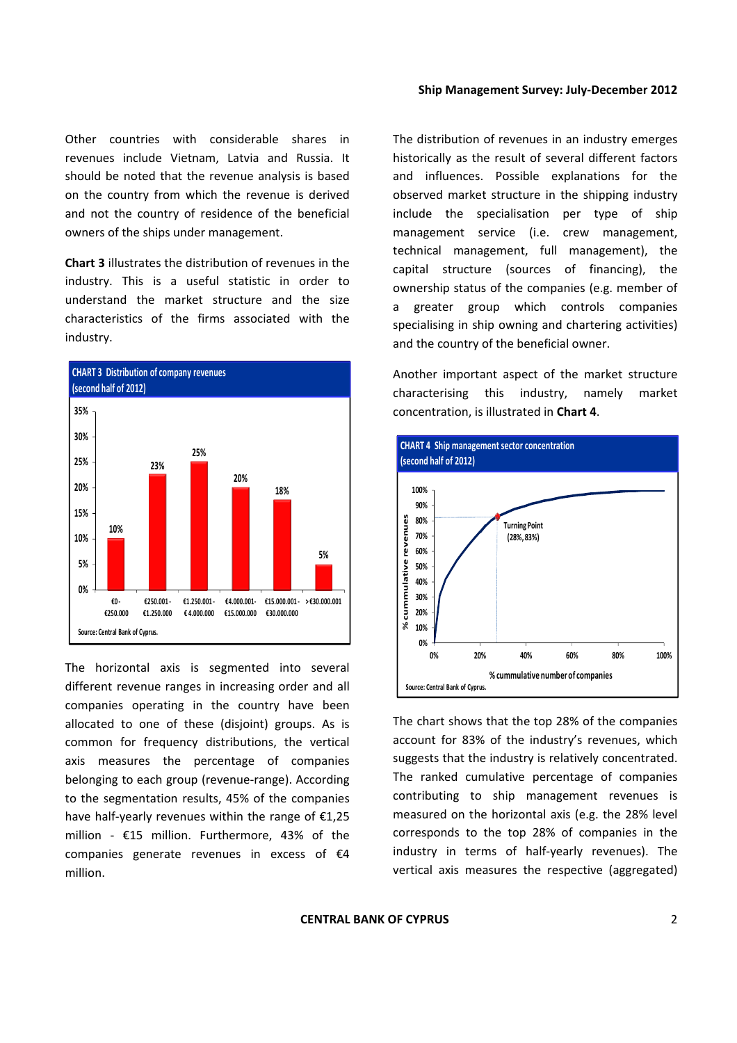Other countries with considerable shares in revenues include Vietnam, Latvia and Russia. It should be noted that the revenue analysis is based on the country from which the revenue is derived and not the country of residence of the beneficial owners of the ships under management.

**Chart 3** illustrates the distribution of revenues in the industry. This is a useful statistic in order to understand the market structure and the size characteristics of the firms associated with the industry.

**CHART 3 Distribution of company revenues (second half of 2012)**

| Revenue range | % of companies |
|---|---|
| €0 - €250.000 | 10% |
| €250.001 - €1.250.000 | 23% |
| €1.250.001 - € 4.000.000 | 25% |
| €4.000.001 - €15.000.000 | 20% |
| €15.000.001 - €30.000.000 | 18% |
| >€30.000.001 | 5% |

Source: Central Bank of Cyprus.

The horizontal axis is segmented into several different revenue ranges in increasing order and all companies operating in the country have been allocated to one of these (disjoint) groups. As is common for frequency distributions, the vertical axis measures the percentage of companies belonging to each group (revenue-range). According to the segmentation results, 45% of the companies have half-yearly revenues within the range of €1,25 million - €15 million. Furthermore, 43% of the companies generate revenues in excess of €4 million.

The distribution of revenues in an industry emerges historically as the result of several different factors and influences. Possible explanations for the observed market structure in the shipping industry include the specialisation per type of ship management service (i.e. crew management, technical management, full management), the capital structure (sources of financing), the ownership status of the companies (e.g. member of a greater group which controls companies specialising in ship owning and chartering activities) and the country of the beneficial owner.

Another important aspect of the market structure characterising this industry, namely market concentration, is illustrated in **Chart 4**.

**CHART 4 Ship management sector concentration (second half of 2012)**

Turning Point (28%, 83%)

Vertical axis: % cummulative revenues. Horizontal axis: % cummulative number of companies.

Source: Central Bank of Cyprus.

The chart shows that the top 28% of the companies account for 83% of the industry's revenues, which suggests that the industry is relatively concentrated. The ranked cumulative percentage of companies contributing to ship management revenues is measured on the horizontal axis (e.g. the 28% level corresponds to the top 28% of companies in the industry in terms of half-yearly revenues). The vertical axis measures the respective (aggregated)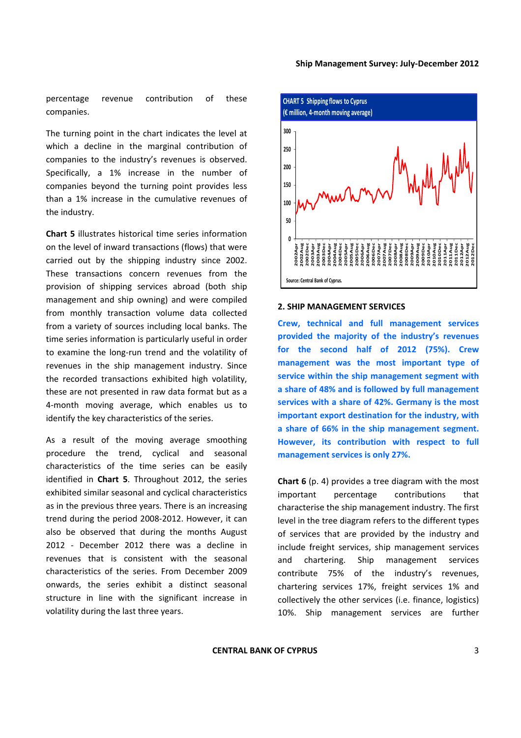percentage revenue contribution of these companies.

The turning point in the chart indicates the level at which a decline in the marginal contribution of companies to the industry's revenues is observed. Specifically, a 1% increase in the number of companies beyond the turning point provides less than a 1% increase in the cumulative revenues of the industry.

**Chart 5** illustrates historical time series information on the level of inward transactions (flows) that were carried out by the shipping industry since 2002. These transactions concern revenues from the provision of shipping services abroad (both ship management and ship owning) and were compiled from monthly transaction volume data collected from a variety of sources including local banks. The time series information is particularly useful in order to examine the long-run trend and the volatility of revenues in the ship management industry. Since the recorded transactions exhibited high volatility, these are not presented in raw data format but as a 4-month moving average, which enables us to identify the key characteristics of the series.

As a result of the moving average smoothing procedure the trend, cyclical and seasonal characteristics of the time series can be easily identified in **Chart 5**. Throughout 2012, the series exhibited similar seasonal and cyclical characteristics as in the previous three years. There is an increasing trend during the period 2008-2012. However, it can also be observed that during the months August 2012 - December 2012 there was a decline in revenues that is consistent with the seasonal characteristics of the series. From December 2009 onwards, the series exhibit a distinct seasonal structure in line with the significant increase in volatility during the last three years.

CHART 5 Shipping flows to Cyprus
(€ million, 4-month moving average)

Source: Central Bank of Cyprus.

## 2. SHIP MANAGEMENT SERVICES

**Crew, technical and full management services provided the majority of the industry's revenues for the second half of 2012 (75%). Crew management was the most important type of service within the ship management segment with a share of 48% and is followed by full management services with a share of 42%. Germany is the most important export destination for the industry, with a share of 66% in the ship management segment. However, its contribution with respect to full management services is only 27%.**

**Chart 6** (p. 4) provides a tree diagram with the most important percentage contributions that characterise the ship management industry. The first level in the tree diagram refers to the different types of services that are provided by the industry and include freight services, ship management services and chartering. Ship management services contribute 75% of the industry's revenues, chartering services 17%, freight services 1% and collectively the other services (i.e. finance, logistics) 10%. Ship management services are further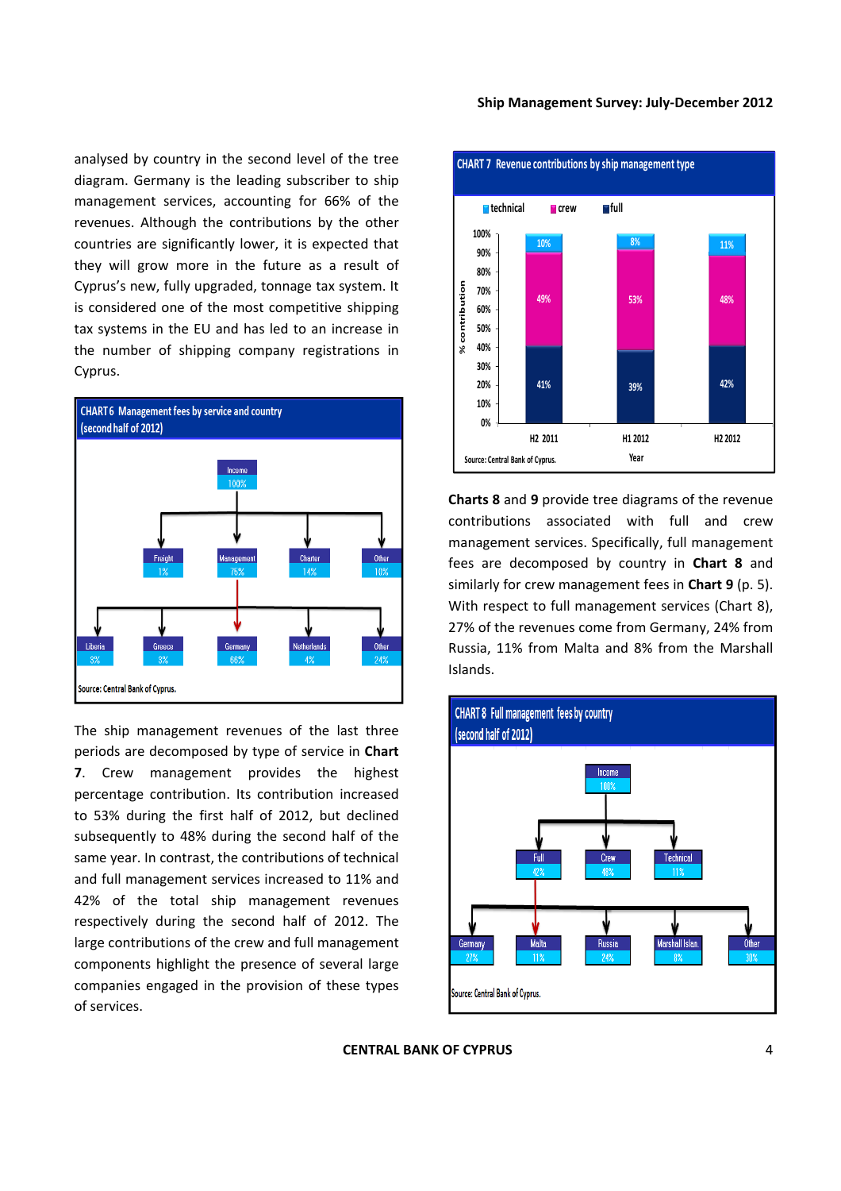analysed by country in the second level of the tree diagram. Germany is the leading subscriber to ship management services, accounting for 66% of the revenues. Although the contributions by the other countries are significantly lower, it is expected that they will grow more in the future as a result of Cyprus's new, fully upgraded, tonnage tax system. It is considered one of the most competitive shipping tax systems in the EU and has led to an increase in the number of shipping company registrations in Cyprus.

**CHART 6 Management fees by service and country (second half of 2012)**

- Income 100%
  - Freight 1%
  - Management 75%
    - Liberia 8%
    - Greece 8%
    - Germany 66%
    - Netherlands 4%
    - Other 24%
  - Charter 14%
  - Other 10%

Source: Central Bank of Cyprus.

The ship management revenues of the last three periods are decomposed by type of service in **Chart 7**. Crew management provides the highest percentage contribution. Its contribution increased to 53% during the first half of 2012, but declined subsequently to 48% during the second half of the same year. In contrast, the contributions of technical and full management services increased to 11% and 42% of the total ship management revenues respectively during the second half of 2012. The large contributions of the crew and full management components highlight the presence of several large companies engaged in the provision of these types of services.

**CHART 7 Revenue contributions by ship management type**

| Year | technical | crew | full |
|---|---|---|---|
| H2 2011 | 10% | 49% | 41% |
| H1 2012 | 8% | 53% | 39% |
| H2 2012 | 11% | 48% | 42% |

Source: Central Bank of Cyprus.

**Charts 8** and **9** provide tree diagrams of the revenue contributions associated with full and crew management services. Specifically, full management fees are decomposed by country in **Chart 8** and similarly for crew management fees in **Chart 9** (p. 5). With respect to full management services (Chart 8), 27% of the revenues come from Germany, 24% from Russia, 11% from Malta and 8% from the Marshall Islands.

**CHART 8 Full management fees by country (second half of 2012)**

- Income 100%
  - Full 42%
    - Germany 27%
    - Malta 11%
    - Russia 24%
    - Marshall Islan. 8%
    - Other 30%
  - Crew 48%
  - Technical 11%

Source: Central Bank of Cyprus.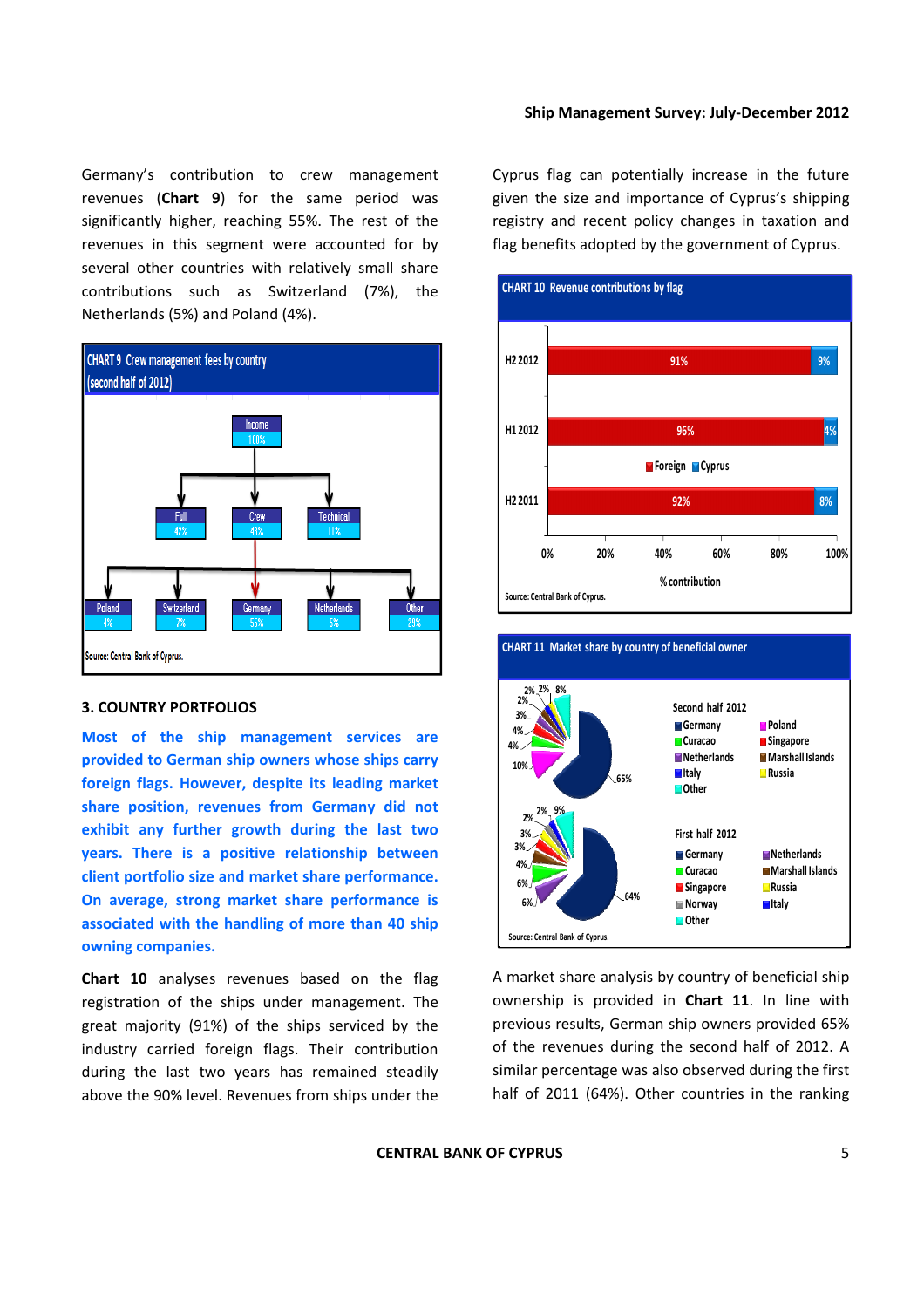Germany's contribution to crew management revenues (**Chart 9**) for the same period was significantly higher, reaching 55%. The rest of the revenues in this segment were accounted for by several other countries with relatively small share contributions such as Switzerland (7%), the Netherlands (5%) and Poland (4%).

CHART 9 Crew management fees by country (second half of 2012)

Source: Central Bank of Cyprus.

### 3. COUNTRY PORTFOLIOS

**Most of the ship management services are provided to German ship owners whose ships carry foreign flags. However, despite its leading market share position, revenues from Germany did not exhibit any further growth during the last two years. There is a positive relationship between client portfolio size and market share performance. On average, strong market share performance is associated with the handling of more than 40 ship owning companies.**

**Chart 10** analyses revenues based on the flag registration of the ships under management. The great majority (91%) of the ships serviced by the industry carried foreign flags. Their contribution during the last two years has remained steadily above the 90% level. Revenues from ships under the Cyprus flag can potentially increase in the future given the size and importance of Cyprus's shipping registry and recent policy changes in taxation and flag benefits adopted by the government of Cyprus.

CHART 10 Revenue contributions by flag

Source: Central Bank of Cyprus.

CHART 11 Market share by country of beneficial owner

Source: Central Bank of Cyprus.

A market share analysis by country of beneficial ship ownership is provided in **Chart 11**. In line with previous results, German ship owners provided 65% of the revenues during the second half of 2012. A similar percentage was also observed during the first half of 2011 (64%). Other countries in the ranking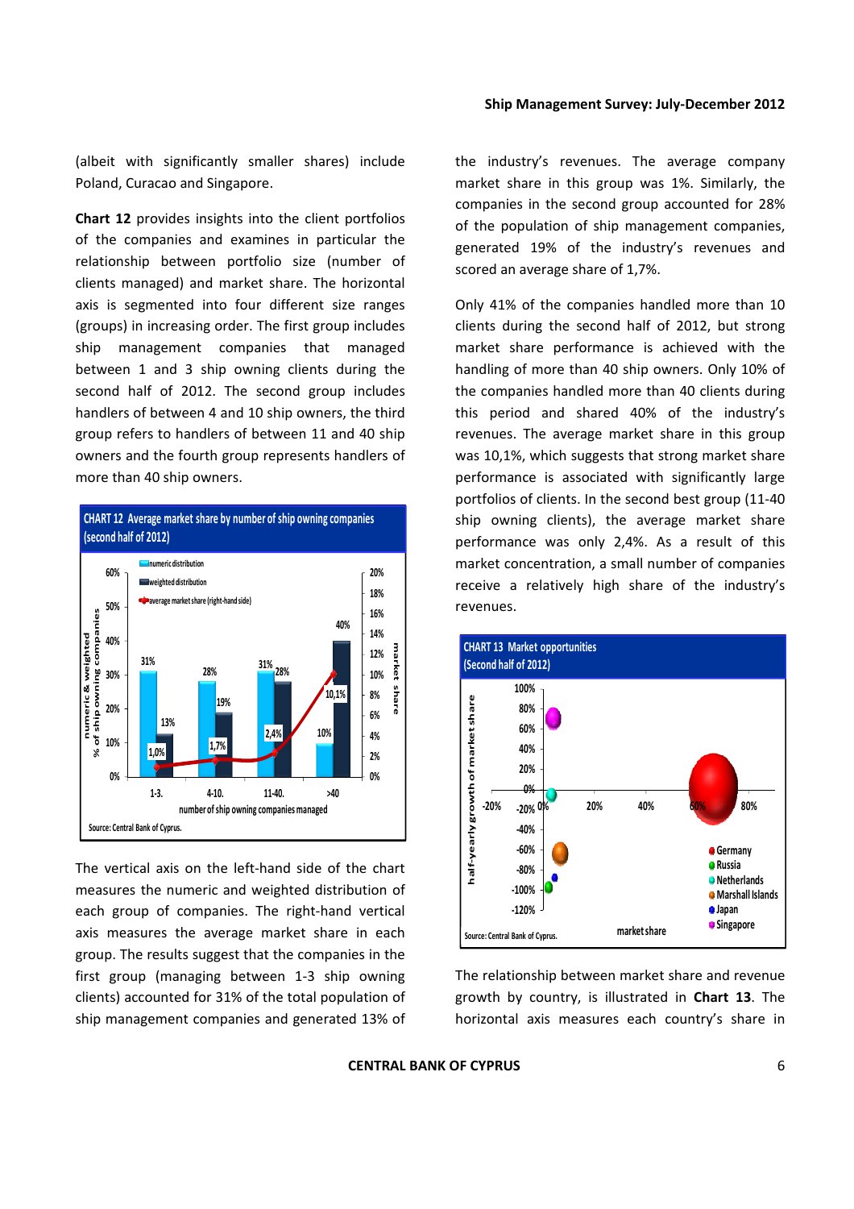(albeit with significantly smaller shares) include Poland, Curacao and Singapore.

**Chart 12** provides insights into the client portfolios of the companies and examines in particular the relationship between portfolio size (number of clients managed) and market share. The horizontal axis is segmented into four different size ranges (groups) in increasing order. The first group includes ship management companies that managed between 1 and 3 ship owning clients during the second half of 2012. The second group includes handlers of between 4 and 10 ship owners, the third group refers to handlers of between 11 and 40 ship owners and the fourth group represents handlers of more than 40 ship owners.

**CHART 12 Average market share by number of ship owning companies (second half of 2012)**

| number of ship owning companies managed | numeric distribution | weighted distribution | average market share (right-hand side) |
|---|---|---|---|
| 1-3. | 31% | 13% | 1,0% |
| 4-10. | 28% | 19% | 1,7% |
| 11-40. | 31% | 28% | 2,4% |
| >40 | 10% | 40% | 10,1% |

Source: Central Bank of Cyprus.

The vertical axis on the left-hand side of the chart measures the numeric and weighted distribution of each group of companies. The right-hand vertical axis measures the average market share in each group. The results suggest that the companies in the first group (managing between 1-3 ship owning clients) accounted for 31% of the total population of ship management companies and generated 13% of the industry's revenues. The average company market share in this group was 1%. Similarly, the companies in the second group accounted for 28% of the population of ship management companies, generated 19% of the industry's revenues and scored an average share of 1,7%.

Only 41% of the companies handled more than 10 clients during the second half of 2012, but strong market share performance is achieved with the handling of more than 40 ship owners. Only 10% of the companies handled more than 40 clients during this period and shared 40% of the industry's revenues. The average market share in this group was 10,1%, which suggests that strong market share performance is associated with significantly large portfolios of clients. In the second best group (11-40 ship owning clients), the average market share performance was only 2,4%. As a result of this market concentration, a small number of companies receive a relatively high share of the industry's revenues.

**CHART 13 Market opportunities (Second half of 2012)**

Vertical axis: half-yearly growth of market share. Horizontal axis: market share. Countries: Germany, Russia, Netherlands, Marshall Islands, Japan, Singapore.

Source: Central Bank of Cyprus.

The relationship between market share and revenue growth by country, is illustrated in **Chart 13**. The horizontal axis measures each country's share in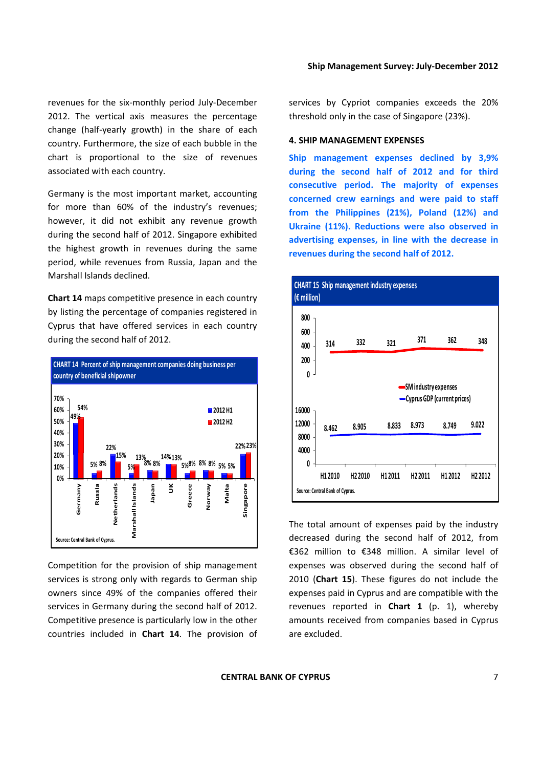revenues for the six-monthly period July-December 2012. The vertical axis measures the percentage change (half-yearly growth) in the share of each country. Furthermore, the size of each bubble in the chart is proportional to the size of revenues associated with each country.

Germany is the most important market, accounting for more than 60% of the industry's revenues; however, it did not exhibit any revenue growth during the second half of 2012. Singapore exhibited the highest growth in revenues during the same period, while revenues from Russia, Japan and the Marshall Islands declined.

**Chart 14** maps competitive presence in each country by listing the percentage of companies registered in Cyprus that have offered services in each country during the second half of 2012.

CHART 14 Percent of ship management companies doing business per country of beneficial shipowner

| | 2012 H1 | 2012 H2 |
|---|---|---|
| Germany | 49% | 54% |
| Russia | 5% | 8% |
| Netherlands | 22% | 15% |
| Marshall Islands | 5% | 13% |
| Japan | 8% | 8% |
| UK | 14% | 13% |
| Greece | 5% | 8% |
| Norway | 8% | 8% |
| Malta | 5% | 5% |
| Singapore | 22% | 23% |

Source: Central Bank of Cyprus.

Competition for the provision of ship management services is strong only with regards to German ship owners since 49% of the companies offered their services in Germany during the second half of 2012. Competitive presence is particularly low in the other countries included in **Chart 14**. The provision of services by Cypriot companies exceeds the 20% threshold only in the case of Singapore (23%).

### 4. SHIP MANAGEMENT EXPENSES

**Ship management expenses declined by 3,9% during the second half of 2012 and for third consecutive period. The majority of expenses concerned crew earnings and were paid to staff from the Philippines (21%), Poland (12%) and Ukraine (11%). Reductions were also observed in advertising expenses, in line with the decrease in revenues during the second half of 2012.**

CHART 15 Ship management industry expenses (€ million)

| | H1 2010 | H2 2010 | H1 2011 | H2 2011 | H1 2012 | H2 2012 |
|---|---|---|---|---|---|---|
| SM industry expenses | 314 | 332 | 321 | 371 | 362 | 348 |
| Cyprus GDP (current prices) | 8.462 | 8.905 | 8.833 | 8.973 | 8.749 | 9.022 |

Source: Central Bank of Cyprus.

The total amount of expenses paid by the industry decreased during the second half of 2012, from €362 million to €348 million. A similar level of expenses was observed during the second half of 2010 (**Chart 15**). These figures do not include the expenses paid in Cyprus and are compatible with the revenues reported in **Chart 1** (p. 1), whereby amounts received from companies based in Cyprus are excluded.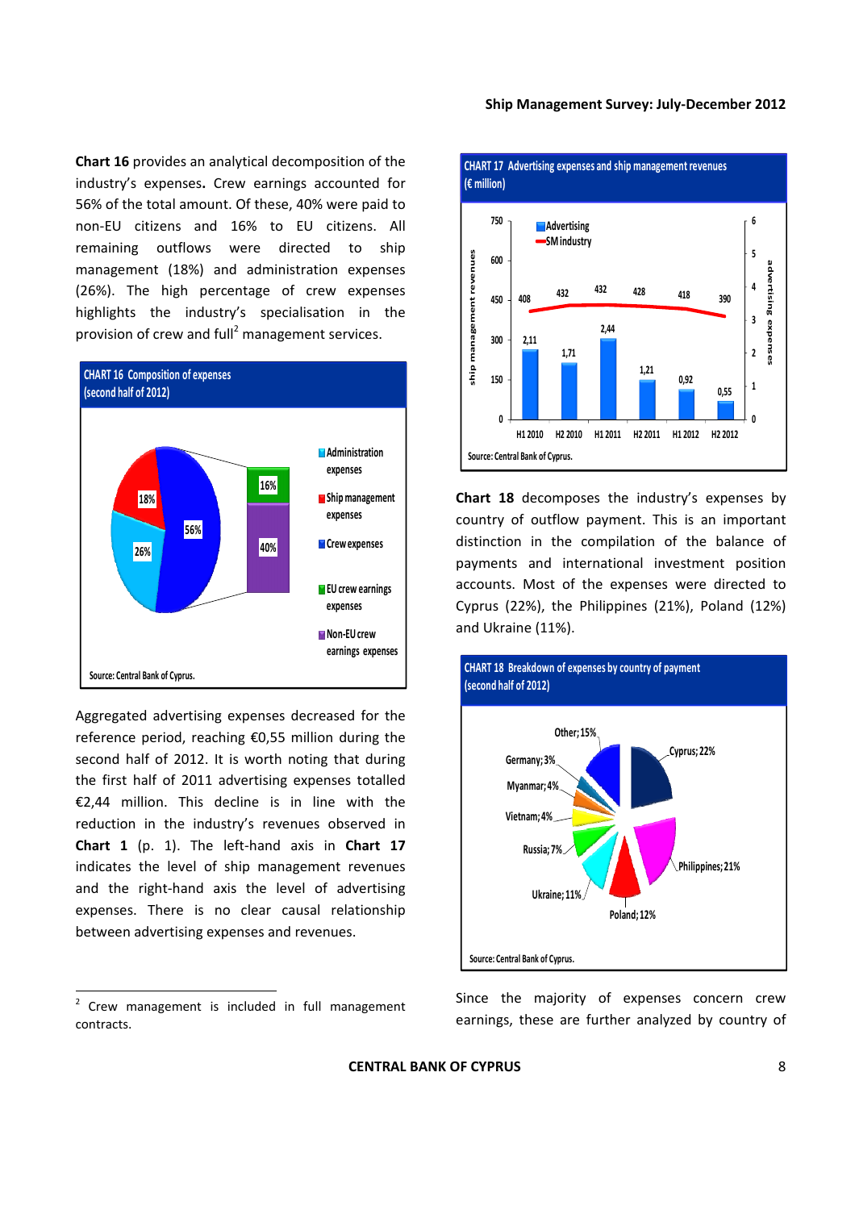**Chart 16** provides an analytical decomposition of the industry's expenses**.** Crew earnings accounted for 56% of the total amount. Of these, 40% were paid to non-EU citizens and 16% to EU citizens. All remaining outflows were directed to ship management (18%) and administration expenses (26%). The high percentage of crew expenses highlights the industry's specialisation in the provision of crew and full[2] management services.

CHART 16 Composition of expenses (second half of 2012)

Source: Central Bank of Cyprus.

Aggregated advertising expenses decreased for the reference period, reaching €0,55 million during the second half of 2012. It is worth noting that during the first half of 2011 advertising expenses totalled €2,44 million. This decline is in line with the reduction in the industry's revenues observed in **Chart 1** (p. 1). The left-hand axis in **Chart 17** indicates the level of ship management revenues and the right-hand axis the level of advertising expenses. There is no clear causal relationship between advertising expenses and revenues.

CHART 17 Advertising expenses and ship management revenues (€ million)

| | H1 2010 | H2 2010 | H1 2011 | H2 2011 | H1 2012 | H2 2012 |
|---|---|---|---|---|---|---|
| Advertising | 2,11 | 1,71 | 2,44 | 1,21 | 0,92 | 0,55 |
| SM industry | 408 | 432 | 432 | 428 | 418 | 390 |

Source: Central Bank of Cyprus.

**Chart 18** decomposes the industry's expenses by country of outflow payment. This is an important distinction in the compilation of the balance of payments and international investment position accounts. Most of the expenses were directed to Cyprus (22%), the Philippines (21%), Poland (12%) and Ukraine (11%).

CHART 18 Breakdown of expenses by country of payment (second half of 2012)

Source: Central Bank of Cyprus.

Since the majority of expenses concern crew earnings, these are further analyzed by country of

[2] Crew management is included in full management contracts.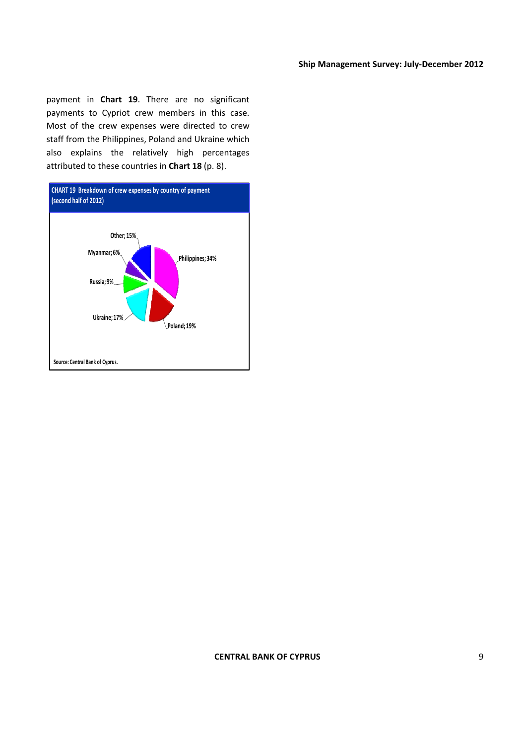payment in **Chart 19**. There are no significant payments to Cypriot crew members in this case. Most of the crew expenses were directed to crew staff from the Philippines, Poland and Ukraine which also explains the relatively high percentages attributed to these countries in **Chart 18** (p. 8).

**CHART 19 Breakdown of crew expenses by country of payment (second half of 2012)**

| Country | Share |
|---|---|
| Philippines | 34% |
| Poland | 19% |
| Ukraine | 17% |
| Russia | 9% |
| Myanmar | 6% |
| Other | 15% |

Source: Central Bank of Cyprus.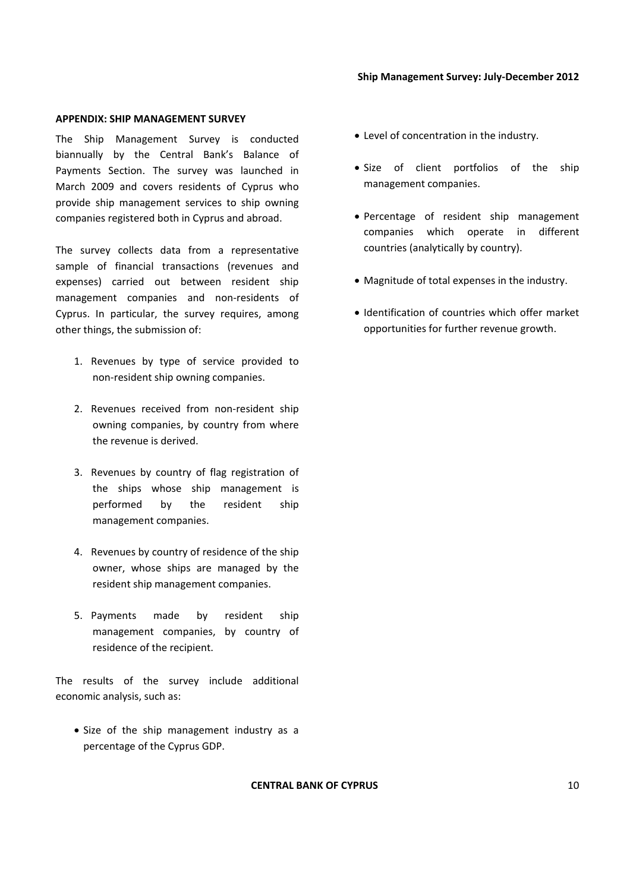## APPENDIX: SHIP MANAGEMENT SURVEY

The Ship Management Survey is conducted biannually by the Central Bank's Balance of Payments Section. The survey was launched in March 2009 and covers residents of Cyprus who provide ship management services to ship owning companies registered both in Cyprus and abroad.

The survey collects data from a representative sample of financial transactions (revenues and expenses) carried out between resident ship management companies and non-residents of Cyprus. In particular, the survey requires, among other things, the submission of:

1. Revenues by type of service provided to non-resident ship owning companies.
2. Revenues received from non-resident ship owning companies, by country from where the revenue is derived.
3. Revenues by country of flag registration of the ships whose ship management is performed by the resident ship management companies.
4. Revenues by country of residence of the ship owner, whose ships are managed by the resident ship management companies.
5. Payments made by resident ship management companies, by country of residence of the recipient.

The results of the survey include additional economic analysis, such as:

- Size of the ship management industry as a percentage of the Cyprus GDP.
- Level of concentration in the industry.
- Size of client portfolios of the ship management companies.
- Percentage of resident ship management companies which operate in different countries (analytically by country).
- Magnitude of total expenses in the industry.
- Identification of countries which offer market opportunities for further revenue growth.